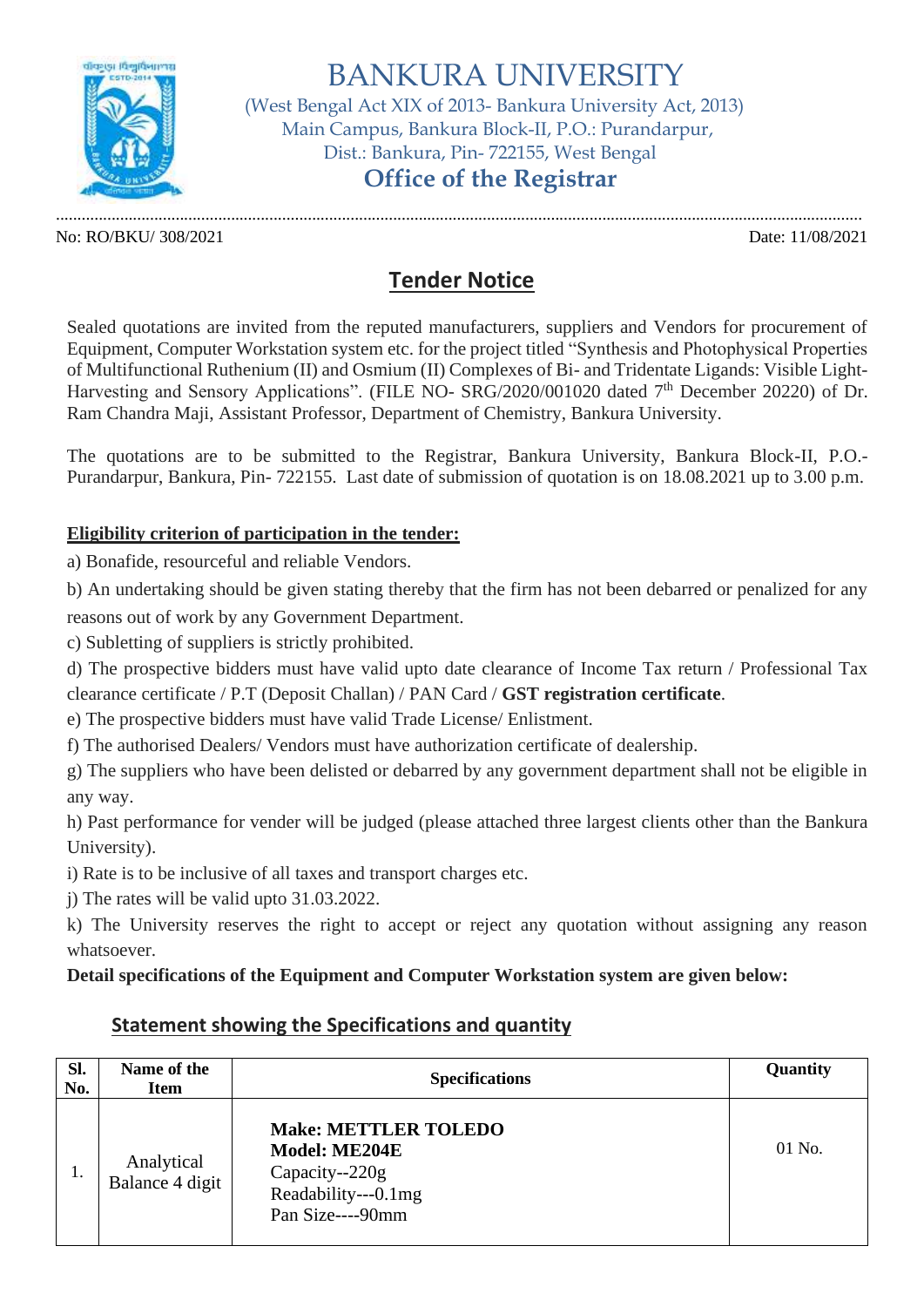# BANKURA UNIVERSITY

(West Bengal Act XIX of 2013- Bankura University Act, 2013)
Main Campus, Bankura Block-II, P.O.: Purandarpur,
Dist.: Bankura, Pin- 722155, West Bengal

## Office of the Registrar

No: RO/BKU/ 308/2021 Date: 11/08/2021

## Tender Notice

Sealed quotations are invited from the reputed manufacturers, suppliers and Vendors for procurement of Equipment, Computer Workstation system etc. for the project titled "Synthesis and Photophysical Properties of Multifunctional Ruthenium (II) and Osmium (II) Complexes of Bi- and Tridentate Ligands: Visible Light-Harvesting and Sensory Applications". (FILE NO- SRG/2020/001020 dated 7th December 20220) of Dr. Ram Chandra Maji, Assistant Professor, Department of Chemistry, Bankura University.

The quotations are to be submitted to the Registrar, Bankura University, Bankura Block-II, P.O.-Purandarpur, Bankura, Pin- 722155. Last date of submission of quotation is on 18.08.2021 up to 3.00 p.m.

**Eligibility criterion of participation in the tender:**

a) Bonafide, resourceful and reliable Vendors.

b) An undertaking should be given stating thereby that the firm has not been debarred or penalized for any reasons out of work by any Government Department.

c) Subletting of suppliers is strictly prohibited.

d) The prospective bidders must have valid upto date clearance of Income Tax return / Professional Tax clearance certificate / P.T (Deposit Challan) / PAN Card / **GST registration certificate**.

e) The prospective bidders must have valid Trade License/ Enlistment.

f) The authorised Dealers/ Vendors must have authorization certificate of dealership.

g) The suppliers who have been delisted or debarred by any government department shall not be eligible in any way.

h) Past performance for vender will be judged (please attached three largest clients other than the Bankura University).

i) Rate is to be inclusive of all taxes and transport charges etc.

j) The rates will be valid upto 31.03.2022.

k) The University reserves the right to accept or reject any quotation without assigning any reason whatsoever.

**Detail specifications of the Equipment and Computer Workstation system are given below:**

### Statement showing the Specifications and quantity

| Sl. No. | Name of the Item | Specifications | Quantity |
|---|---|---|---|
| 1. | Analytical Balance 4 digit | **Make: METTLER TOLEDO**<br>**Model: ME204E**<br>Capacity--220g<br>Readability---0.1mg<br>Pan Size----90mm | 01 No. |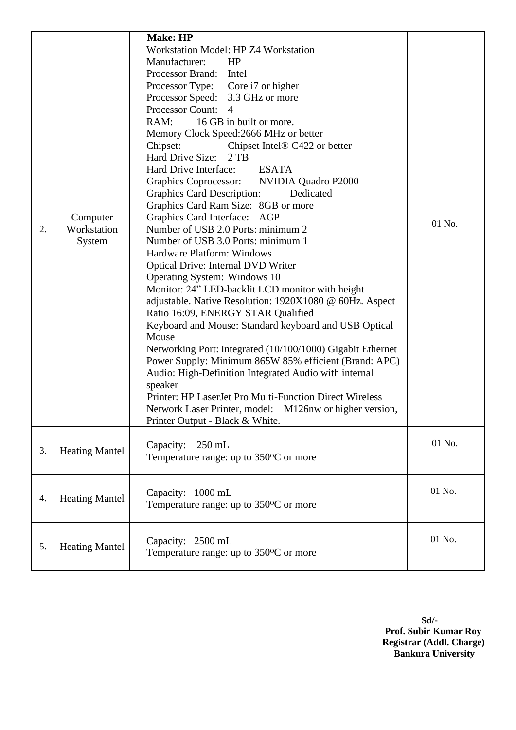| 2. | Computer Workstation System | **Make: HP**<br>Workstation Model: HP Z4 Workstation<br>Manufacturer: HP<br>Processor Brand: Intel<br>Processor Type: Core i7 or higher<br>Processor Speed: 3.3 GHz or more<br>Processor Count: 4<br>RAM: 16 GB in built or more.<br>Memory Clock Speed:2666 MHz or better<br>Chipset: Chipset Intel® C422 or better<br>Hard Drive Size: 2 TB<br>Hard Drive Interface: ESATA<br>Graphics Coprocessor: NVIDIA Quadro P2000<br>Graphics Card Description: Dedicated<br>Graphics Card Ram Size: 8GB or more<br>Graphics Card Interface: AGP<br>Number of USB 2.0 Ports: minimum 2<br>Number of USB 3.0 Ports: minimum 1<br>Hardware Platform: Windows<br>Optical Drive: Internal DVD Writer<br>Operating System: Windows 10<br>Monitor: 24" LED-backlit LCD monitor with height adjustable. Native Resolution: 1920X1080 @ 60Hz. Aspect Ratio 16:09, ENERGY STAR Qualified<br>Keyboard and Mouse: Standard keyboard and USB Optical Mouse<br>Networking Port: Integrated (10/100/1000) Gigabit Ethernet<br>Power Supply: Minimum 865W 85% efficient (Brand: APC)<br>Audio: High-Definition Integrated Audio with internal speaker<br>Printer: HP LaserJet Pro Multi-Function Direct Wireless Network Laser Printer, model: M126nw or higher version, Printer Output - Black & White. | 01 No. |
|---|---|---|---|
| 3. | Heating Mantel | Capacity: 250 mL<br>Temperature range: up to 350°C or more | 01 No. |
| 4. | Heating Mantel | Capacity: 1000 mL<br>Temperature range: up to 350°C or more | 01 No. |
| 5. | Heating Mantel | Capacity: 2500 mL<br>Temperature range: up to 350°C or more | 01 No. |

**Sd/-**
**Prof. Subir Kumar Roy**
**Registrar (Addl. Charge)**
**Bankura University**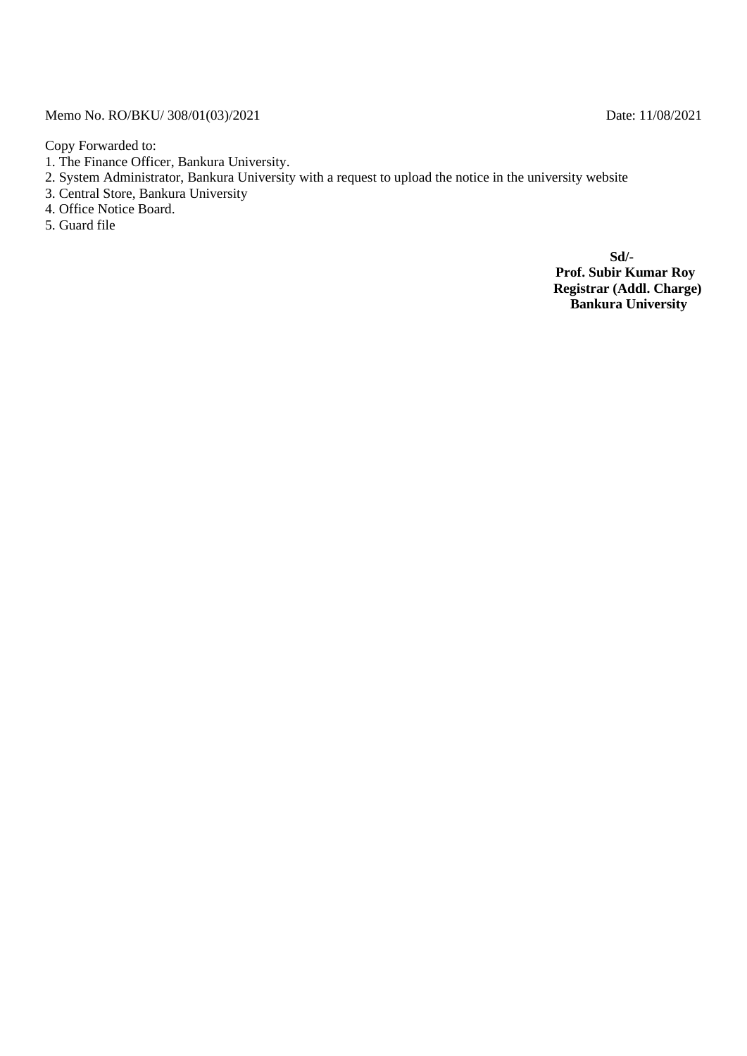Memo No. RO/BKU/ 308/01(03)/2021 Date: 11/08/2021

Copy Forwarded to:

1. The Finance Officer, Bankura University.
2. System Administrator, Bankura University with a request to upload the notice in the university website
3. Central Store, Bankura University
4. Office Notice Board.
5. Guard file

**Sd/-**
**Prof. Subir Kumar Roy**
**Registrar (Addl. Charge)**
**Bankura University**